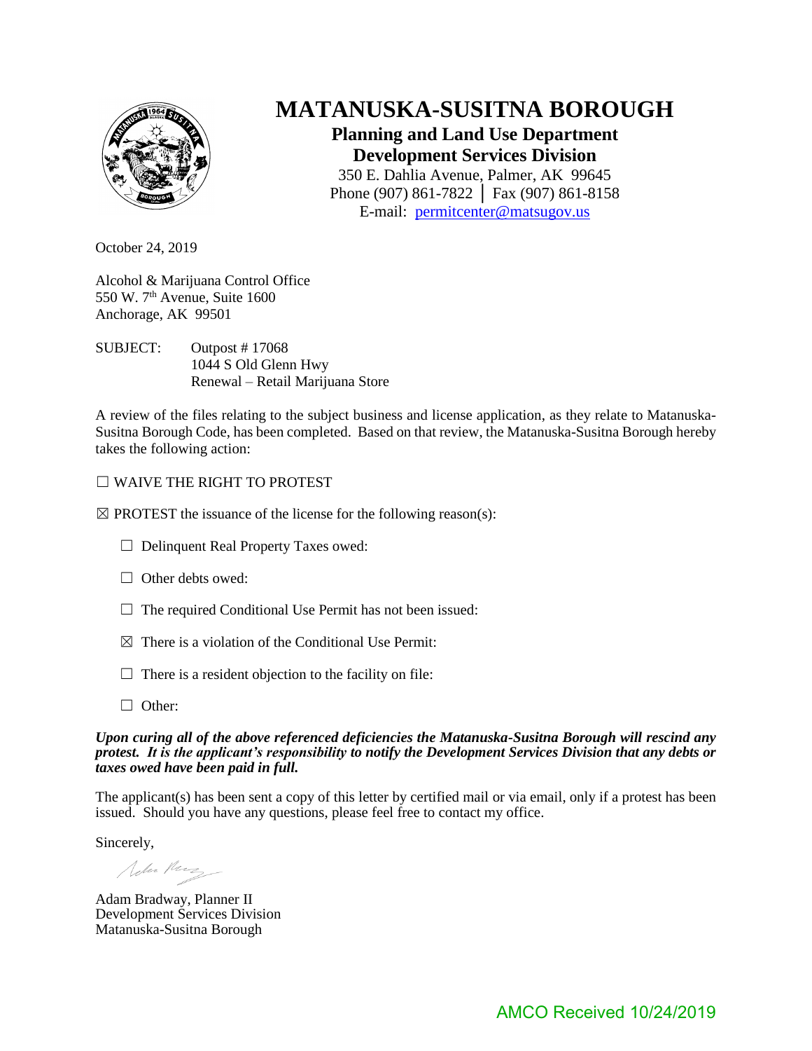# MATANUSKA-SUSITNA BOROUGH

## Planning and Land Use Department
## Development Services Division

350 E. Dahlia Avenue, Palmer, AK 99645
Phone (907) 861-7822 │ Fax (907) 861-8158
E-mail: permitcenter@matsugov.us

October 24, 2019

Alcohol & Marijuana Control Office
550 W. 7th Avenue, Suite 1600
Anchorage, AK 99501

SUBJECT: Outpost # 17068
1044 S Old Glenn Hwy
Renewal – Retail Marijuana Store

A review of the files relating to the subject business and license application, as they relate to Matanuska-Susitna Borough Code, has been completed. Based on that review, the Matanuska-Susitna Borough hereby takes the following action:

☐ WAIVE THE RIGHT TO PROTEST

☒ PROTEST the issuance of the license for the following reason(s):

- ☐ Delinquent Real Property Taxes owed:
- ☐ Other debts owed:
- ☐ The required Conditional Use Permit has not been issued:
- ☒ There is a violation of the Conditional Use Permit:
- ☐ There is a resident objection to the facility on file:
- ☐ Other:

***Upon curing all of the above referenced deficiencies the Matanuska-Susitna Borough will rescind any protest. It is the applicant's responsibility to notify the Development Services Division that any debts or taxes owed have been paid in full.***

The applicant(s) has been sent a copy of this letter by certified mail or via email, only if a protest has been issued. Should you have any questions, please feel free to contact my office.

Sincerely,

Adam Bradway, Planner II
Development Services Division
Matanuska-Susitna Borough

AMCO Received 10/24/2019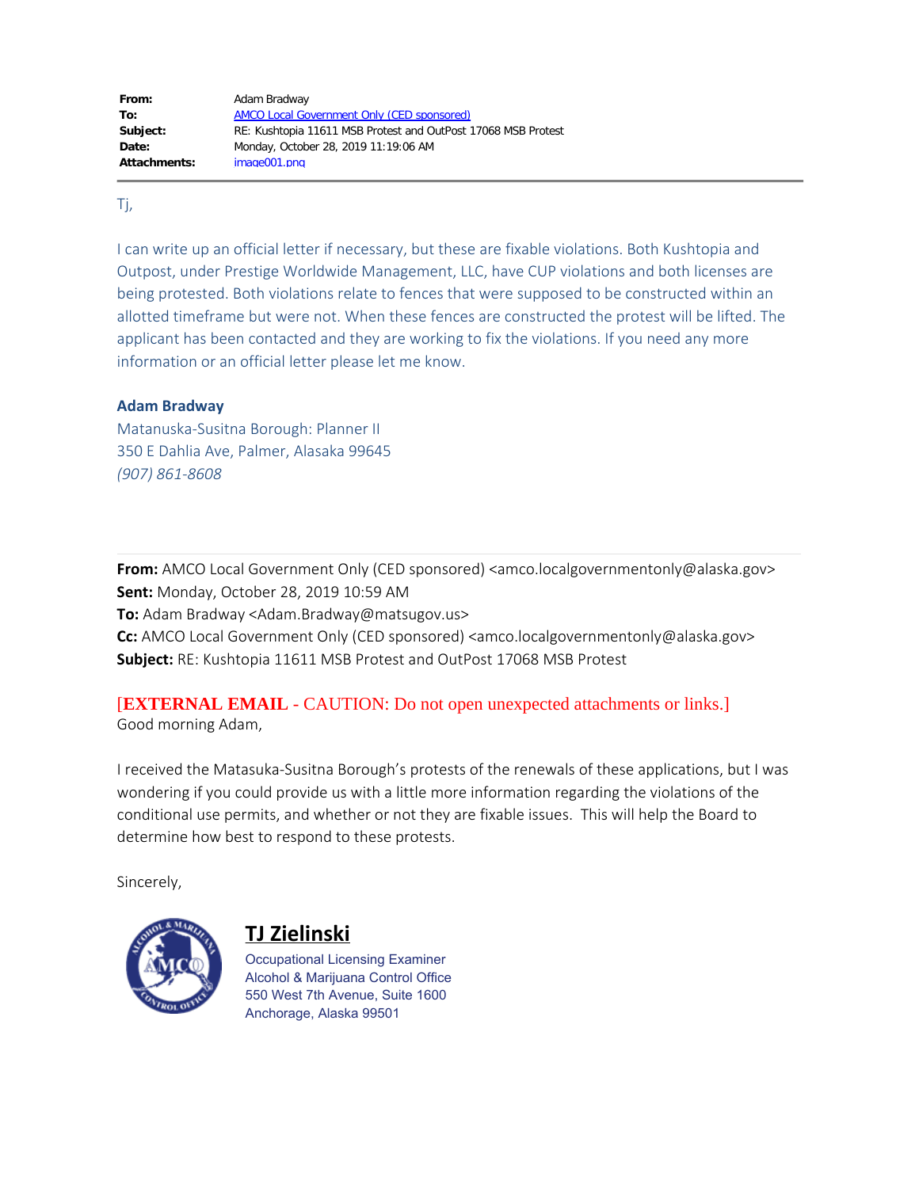**From:** Adam Bradway
**To:** AMCO Local Government Only (CED sponsored)
**Subject:** RE: Kushtopia 11611 MSB Protest and OutPost 17068 MSB Protest
**Date:** Monday, October 28, 2019 11:19:06 AM
**Attachments:** image001.png

Tj,

I can write up an official letter if necessary, but these are fixable violations. Both Kushtopia and Outpost, under Prestige Worldwide Management, LLC, have CUP violations and both licenses are being protested. Both violations relate to fences that were supposed to be constructed within an allotted timeframe but were not. When these fences are constructed the protest will be lifted. The applicant has been contacted and they are working to fix the violations. If you need any more information or an official letter please let me know.

**Adam Bradway**
Matanuska-Susitna Borough: Planner II
350 E Dahlia Ave, Palmer, Alasaka 99645
*(907) 861-8608*

---

**From:** AMCO Local Government Only (CED sponsored) <amco.localgovernmentonly@alaska.gov>
**Sent:** Monday, October 28, 2019 10:59 AM
**To:** Adam Bradway <Adam.Bradway@matsugov.us>
**Cc:** AMCO Local Government Only (CED sponsored) <amco.localgovernmentonly@alaska.gov>
**Subject:** RE: Kushtopia 11611 MSB Protest and OutPost 17068 MSB Protest

[**EXTERNAL EMAIL** - CAUTION: Do not open unexpected attachments or links.]
Good morning Adam,

I received the Matasuka-Susitna Borough's protests of the renewals of these applications, but I was wondering if you could provide us with a little more information regarding the violations of the conditional use permits, and whether or not they are fixable issues. This will help the Board to determine how best to respond to these protests.

Sincerely,

**TJ Zielinski**
Occupational Licensing Examiner
Alcohol & Marijuana Control Office
550 West 7th Avenue, Suite 1600
Anchorage, Alaska 99501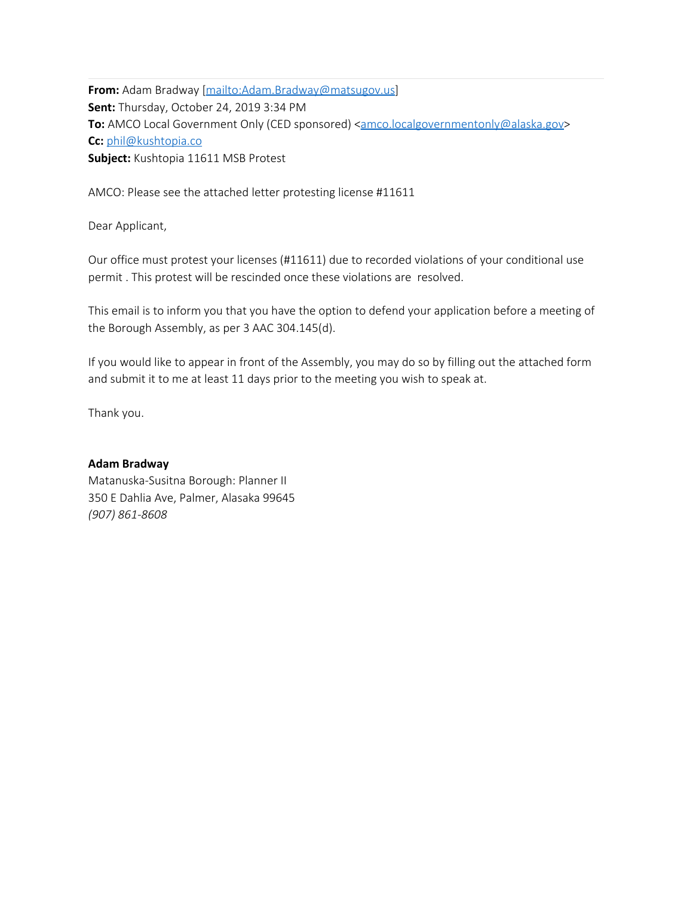**From:** Adam Bradway [mailto:Adam.Bradway@matsugov.us]
**Sent:** Thursday, October 24, 2019 3:34 PM
**To:** AMCO Local Government Only (CED sponsored) <amco.localgovernmentonly@alaska.gov>
**Cc:** phil@kushtopia.co
**Subject:** Kushtopia 11611 MSB Protest

AMCO: Please see the attached letter protesting license #11611

Dear Applicant,

Our office must protest your licenses (#11611) due to recorded violations of your conditional use permit . This protest will be rescinded once these violations are resolved.

This email is to inform you that you have the option to defend your application before a meeting of the Borough Assembly, as per 3 AAC 304.145(d).

If you would like to appear in front of the Assembly, you may do so by filling out the attached form and submit it to me at least 11 days prior to the meeting you wish to speak at.

Thank you.

**Adam Bradway**
Matanuska-Susitna Borough: Planner II
350 E Dahlia Ave, Palmer, Alasaka 99645
*(907) 861-8608*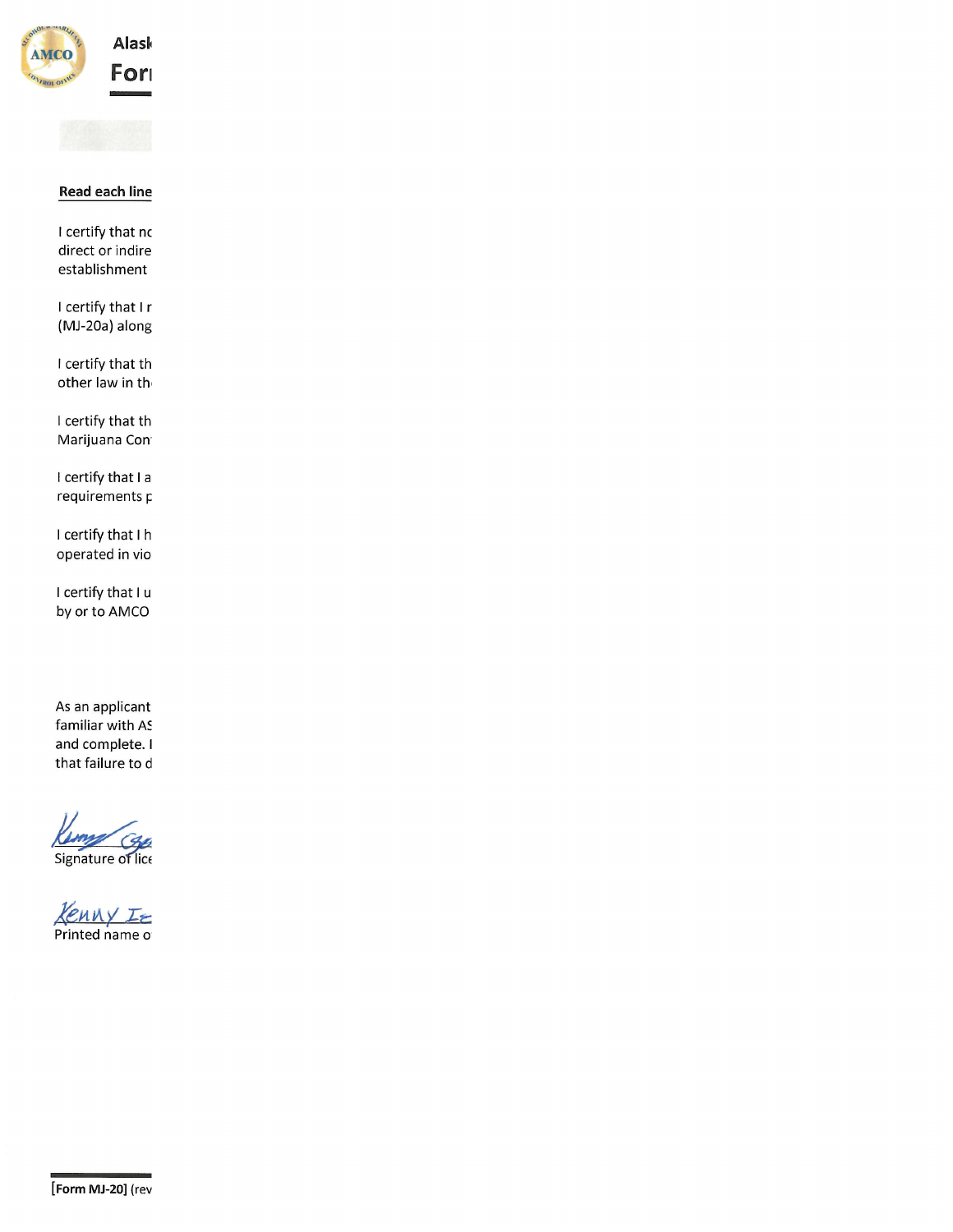Alask

Forı

**Read each line**

I certify that nc
direct or indire
establishment

I certify that I r
(MJ-20a) along

I certify that th
other law in th

I certify that th
Marijuana Con

I certify that I a
requirements p

I certify that I h
operated in vio

I certify that I u
by or to AMCO

As an applicant
familiar with AS
and complete. I
that failure to d

Signature of lice

Kenny Ie

Printed name o

[Form MJ-20] (rev